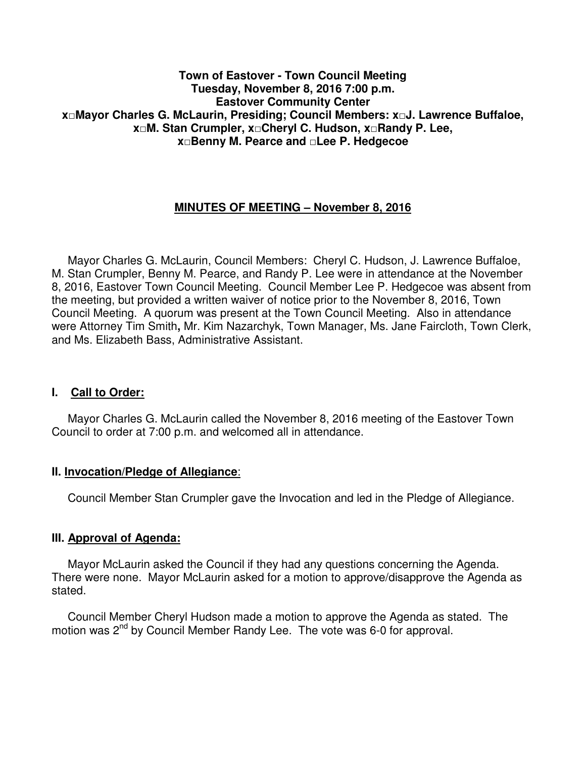**Town of Eastover - Town Council Meeting**
**Tuesday, November 8, 2016 7:00 p.m.**
**Eastover Community Center**
**x□Mayor Charles G. McLaurin, Presiding; Council Members: x□J. Lawrence Buffaloe, x□M. Stan Crumpler, x□Cheryl C. Hudson, x□Randy P. Lee, x□Benny M. Pearce and □Lee P. Hedgecoe**

## MINUTES OF MEETING – November 8, 2016

Mayor Charles G. McLaurin, Council Members: Cheryl C. Hudson, J. Lawrence Buffaloe, M. Stan Crumpler, Benny M. Pearce, and Randy P. Lee were in attendance at the November 8, 2016, Eastover Town Council Meeting. Council Member Lee P. Hedgecoe was absent from the meeting, but provided a written waiver of notice prior to the November 8, 2016, Town Council Meeting. A quorum was present at the Town Council Meeting. Also in attendance were Attorney Tim Smith**,** Mr. Kim Nazarchyk, Town Manager, Ms. Jane Faircloth, Town Clerk, and Ms. Elizabeth Bass, Administrative Assistant.

### I. Call to Order:

Mayor Charles G. McLaurin called the November 8, 2016 meeting of the Eastover Town Council to order at 7:00 p.m. and welcomed all in attendance.

### II. Invocation/Pledge of Allegiance:

Council Member Stan Crumpler gave the Invocation and led in the Pledge of Allegiance.

### III. Approval of Agenda:

Mayor McLaurin asked the Council if they had any questions concerning the Agenda. There were none. Mayor McLaurin asked for a motion to approve/disapprove the Agenda as stated.

Council Member Cheryl Hudson made a motion to approve the Agenda as stated. The motion was 2nd by Council Member Randy Lee. The vote was 6-0 for approval.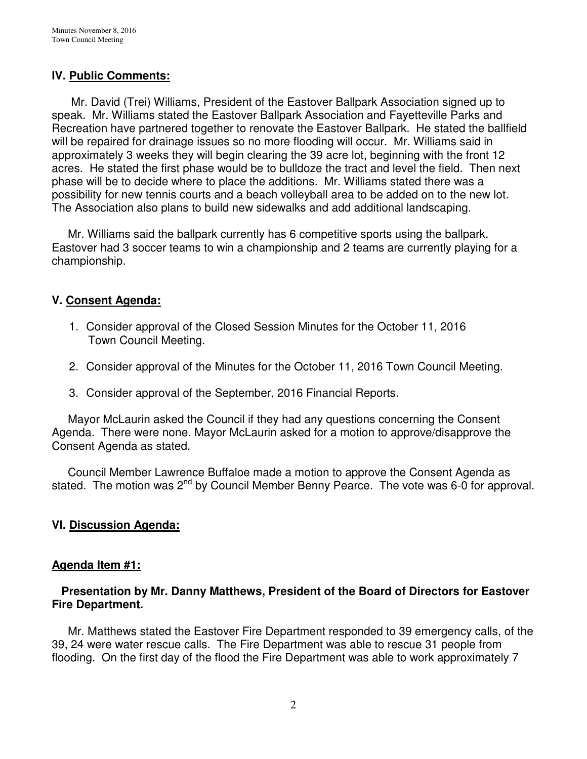## IV. **Public Comments:**

Mr. David (Trei) Williams, President of the Eastover Ballpark Association signed up to speak. Mr. Williams stated the Eastover Ballpark Association and Fayetteville Parks and Recreation have partnered together to renovate the Eastover Ballpark. He stated the ballfield will be repaired for drainage issues so no more flooding will occur. Mr. Williams said in approximately 3 weeks they will begin clearing the 39 acre lot, beginning with the front 12 acres. He stated the first phase would be to bulldoze the tract and level the field. Then next phase will be to decide where to place the additions. Mr. Williams stated there was a possibility for new tennis courts and a beach volleyball area to be added on to the new lot. The Association also plans to build new sidewalks and add additional landscaping.

Mr. Williams said the ballpark currently has 6 competitive sports using the ballpark. Eastover had 3 soccer teams to win a championship and 2 teams are currently playing for a championship.

## V. **Consent Agenda:**

1. Consider approval of the Closed Session Minutes for the October 11, 2016 Town Council Meeting.
2. Consider approval of the Minutes for the October 11, 2016 Town Council Meeting.
3. Consider approval of the September, 2016 Financial Reports.

Mayor McLaurin asked the Council if they had any questions concerning the Consent Agenda. There were none. Mayor McLaurin asked for a motion to approve/disapprove the Consent Agenda as stated.

Council Member Lawrence Buffaloe made a motion to approve the Consent Agenda as stated. The motion was 2nd by Council Member Benny Pearce. The vote was 6-0 for approval.

## VI. **Discussion Agenda:**

### **Agenda Item #1:**

**Presentation by Mr. Danny Matthews, President of the Board of Directors for Eastover Fire Department.**

Mr. Matthews stated the Eastover Fire Department responded to 39 emergency calls, of the 39, 24 were water rescue calls. The Fire Department was able to rescue 31 people from flooding. On the first day of the flood the Fire Department was able to work approximately 7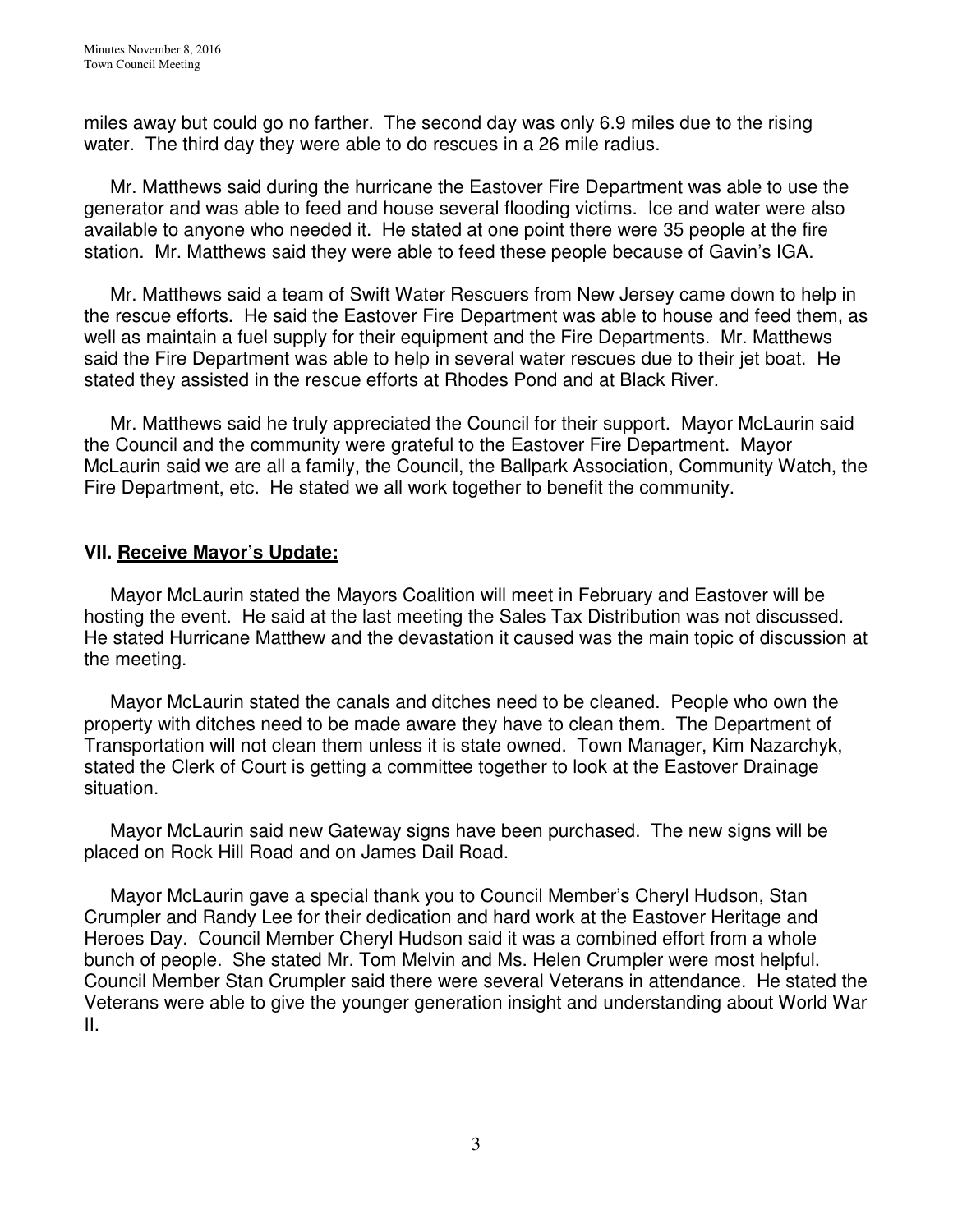miles away but could go no farther. The second day was only 6.9 miles due to the rising water. The third day they were able to do rescues in a 26 mile radius.

Mr. Matthews said during the hurricane the Eastover Fire Department was able to use the generator and was able to feed and house several flooding victims. Ice and water were also available to anyone who needed it. He stated at one point there were 35 people at the fire station. Mr. Matthews said they were able to feed these people because of Gavin's IGA.

Mr. Matthews said a team of Swift Water Rescuers from New Jersey came down to help in the rescue efforts. He said the Eastover Fire Department was able to house and feed them, as well as maintain a fuel supply for their equipment and the Fire Departments. Mr. Matthews said the Fire Department was able to help in several water rescues due to their jet boat. He stated they assisted in the rescue efforts at Rhodes Pond and at Black River.

Mr. Matthews said he truly appreciated the Council for their support. Mayor McLaurin said the Council and the community were grateful to the Eastover Fire Department. Mayor McLaurin said we are all a family, the Council, the Ballpark Association, Community Watch, the Fire Department, etc. He stated we all work together to benefit the community.

## VII. Receive Mayor's Update:

Mayor McLaurin stated the Mayors Coalition will meet in February and Eastover will be hosting the event. He said at the last meeting the Sales Tax Distribution was not discussed. He stated Hurricane Matthew and the devastation it caused was the main topic of discussion at the meeting.

Mayor McLaurin stated the canals and ditches need to be cleaned. People who own the property with ditches need to be made aware they have to clean them. The Department of Transportation will not clean them unless it is state owned. Town Manager, Kim Nazarchyk, stated the Clerk of Court is getting a committee together to look at the Eastover Drainage situation.

Mayor McLaurin said new Gateway signs have been purchased. The new signs will be placed on Rock Hill Road and on James Dail Road.

Mayor McLaurin gave a special thank you to Council Member's Cheryl Hudson, Stan Crumpler and Randy Lee for their dedication and hard work at the Eastover Heritage and Heroes Day. Council Member Cheryl Hudson said it was a combined effort from a whole bunch of people. She stated Mr. Tom Melvin and Ms. Helen Crumpler were most helpful. Council Member Stan Crumpler said there were several Veterans in attendance. He stated the Veterans were able to give the younger generation insight and understanding about World War II.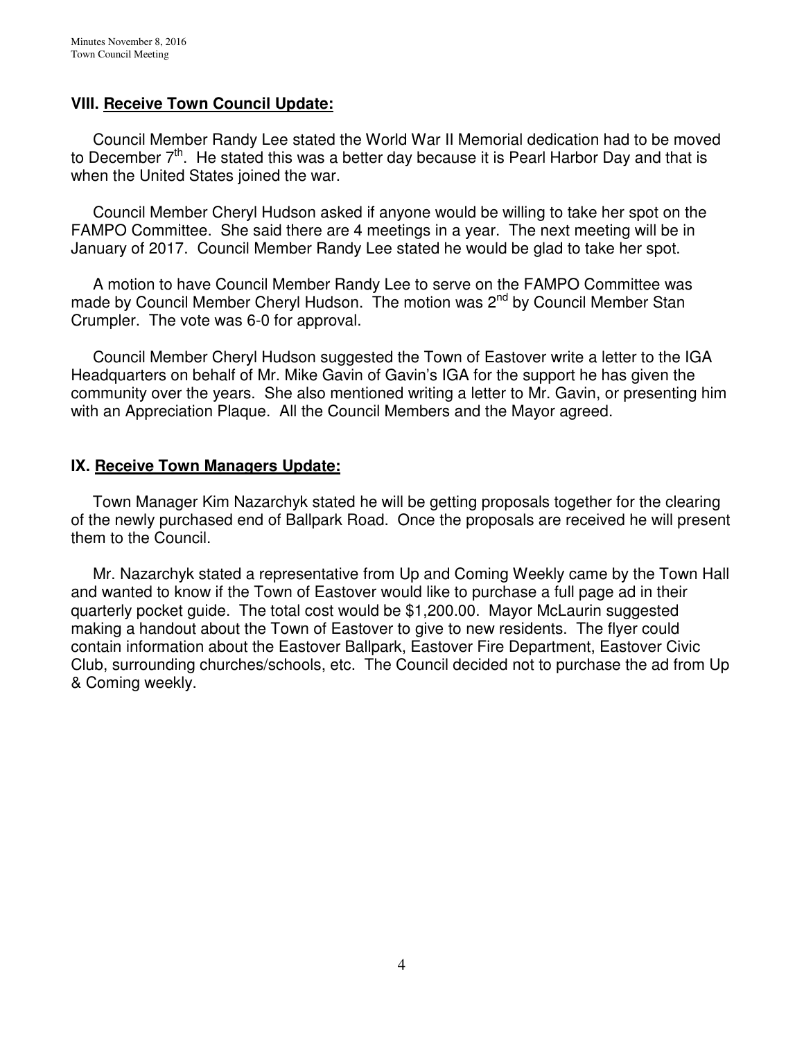## VIII. Receive Town Council Update:

Council Member Randy Lee stated the World War II Memorial dedication had to be moved to December 7th. He stated this was a better day because it is Pearl Harbor Day and that is when the United States joined the war.

Council Member Cheryl Hudson asked if anyone would be willing to take her spot on the FAMPO Committee. She said there are 4 meetings in a year. The next meeting will be in January of 2017. Council Member Randy Lee stated he would be glad to take her spot.

A motion to have Council Member Randy Lee to serve on the FAMPO Committee was made by Council Member Cheryl Hudson. The motion was 2nd by Council Member Stan Crumpler. The vote was 6-0 for approval.

Council Member Cheryl Hudson suggested the Town of Eastover write a letter to the IGA Headquarters on behalf of Mr. Mike Gavin of Gavin's IGA for the support he has given the community over the years. She also mentioned writing a letter to Mr. Gavin, or presenting him with an Appreciation Plaque. All the Council Members and the Mayor agreed.

## IX. Receive Town Managers Update:

Town Manager Kim Nazarchyk stated he will be getting proposals together for the clearing of the newly purchased end of Ballpark Road. Once the proposals are received he will present them to the Council.

Mr. Nazarchyk stated a representative from Up and Coming Weekly came by the Town Hall and wanted to know if the Town of Eastover would like to purchase a full page ad in their quarterly pocket guide. The total cost would be $1,200.00. Mayor McLaurin suggested making a handout about the Town of Eastover to give to new residents. The flyer could contain information about the Eastover Ballpark, Eastover Fire Department, Eastover Civic Club, surrounding churches/schools, etc. The Council decided not to purchase the ad from Up & Coming weekly.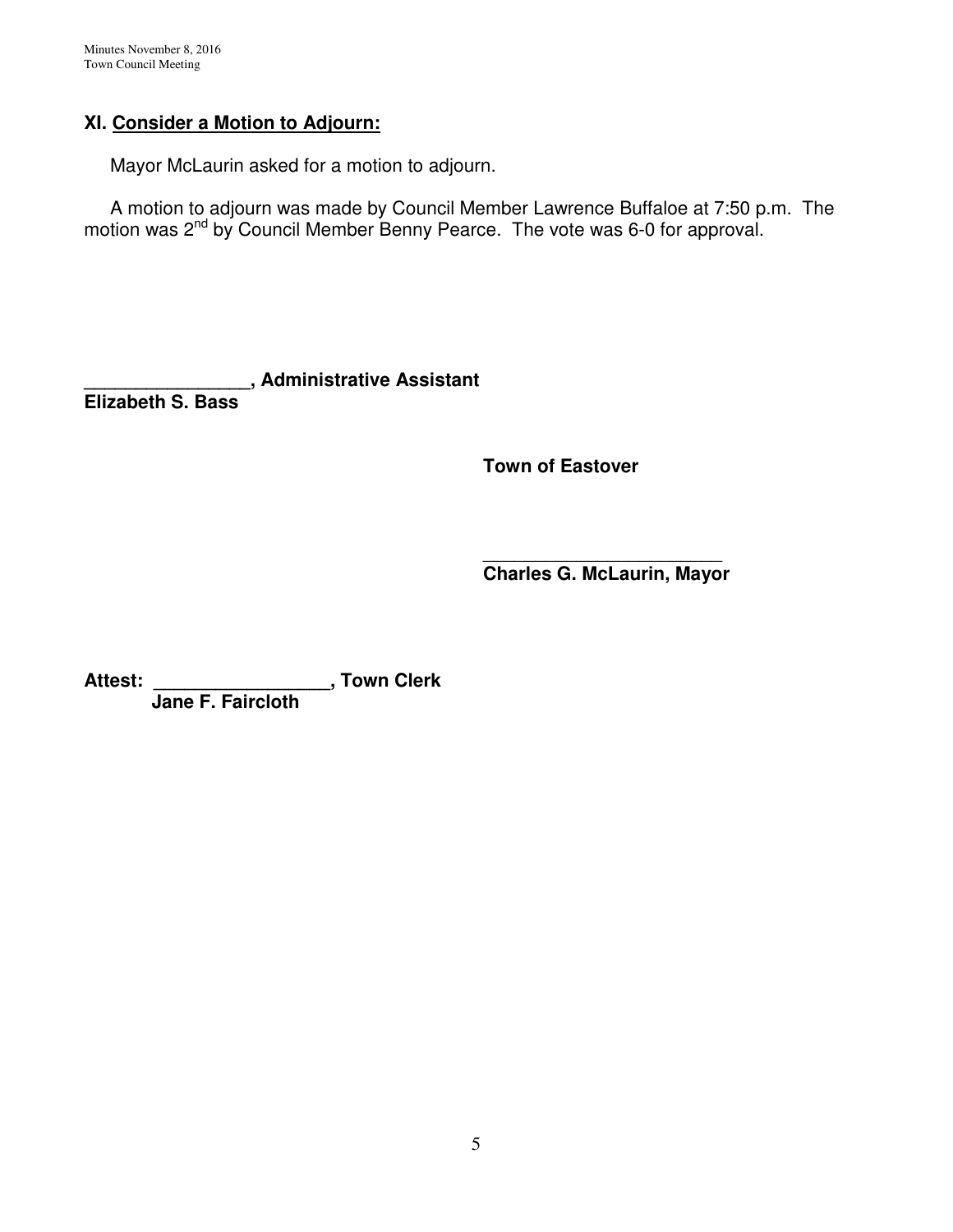## XI. Consider a Motion to Adjourn:

Mayor McLaurin asked for a motion to adjourn.

A motion to adjourn was made by Council Member Lawrence Buffaloe at 7:50 p.m. The motion was 2nd by Council Member Benny Pearce. The vote was 6-0 for approval.

**________________, Administrative Assistant**
**Elizabeth S. Bass**

**Town of Eastover**

**_______________________**
**Charles G. McLaurin, Mayor**

**Attest: _________________, Town Clerk**
**Jane F. Faircloth**